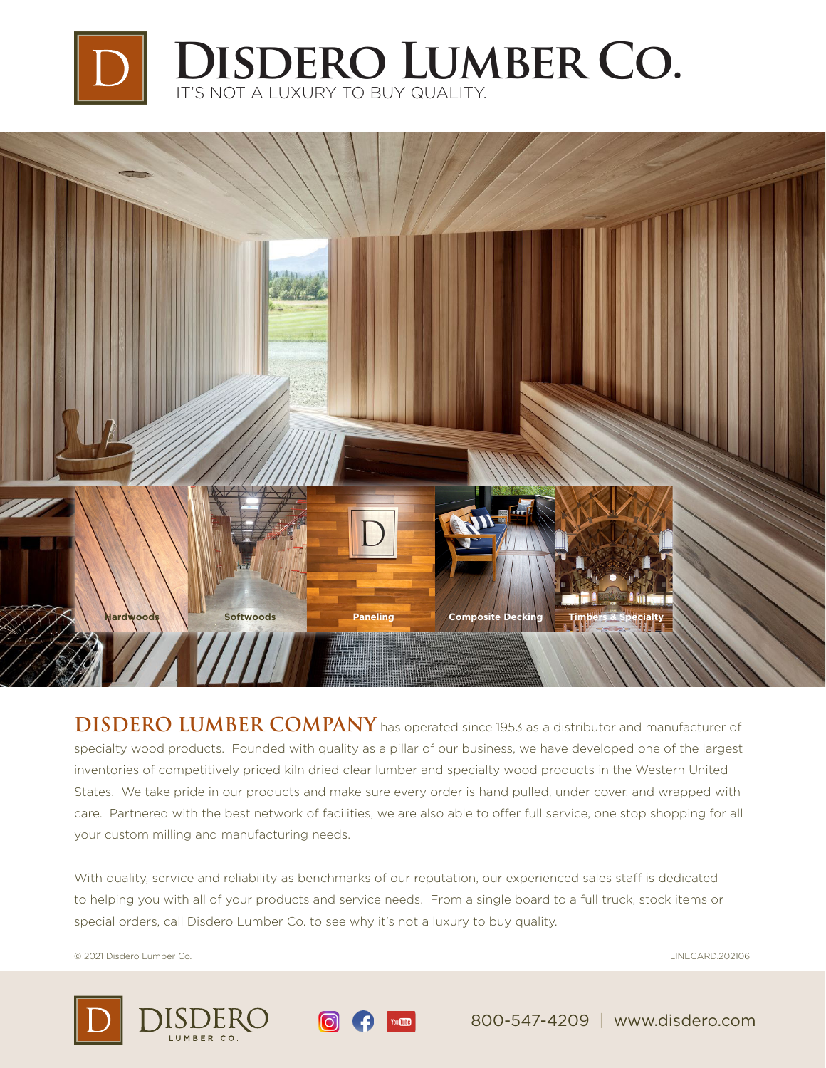# Disdero Lumber Co.

IT'S NOT A LUXURY TO BUY QUALITY.

Hardwoods | Softwoods | Paneling | Composite Decking | Timbers & Specialty

**DISDERO LUMBER COMPANY** has operated since 1953 as a distributor and manufacturer of specialty wood products. Founded with quality as a pillar of our business, we have developed one of the largest inventories of competitively priced kiln dried clear lumber and specialty wood products in the Western United States. We take pride in our products and make sure every order is hand pulled, under cover, and wrapped with care. Partnered with the best network of facilities, we are also able to offer full service, one stop shopping for all your custom milling and manufacturing needs.

With quality, service and reliability as benchmarks of our reputation, our experienced sales staff is dedicated to helping you with all of your products and service needs. From a single board to a full truck, stock items or special orders, call Disdero Lumber Co. to see why it's not a luxury to buy quality.

© 2021 Disdero Lumber Co.

LINECARD.202106

DISDERO LUMBER CO.

800-547-4209 | www.disdero.com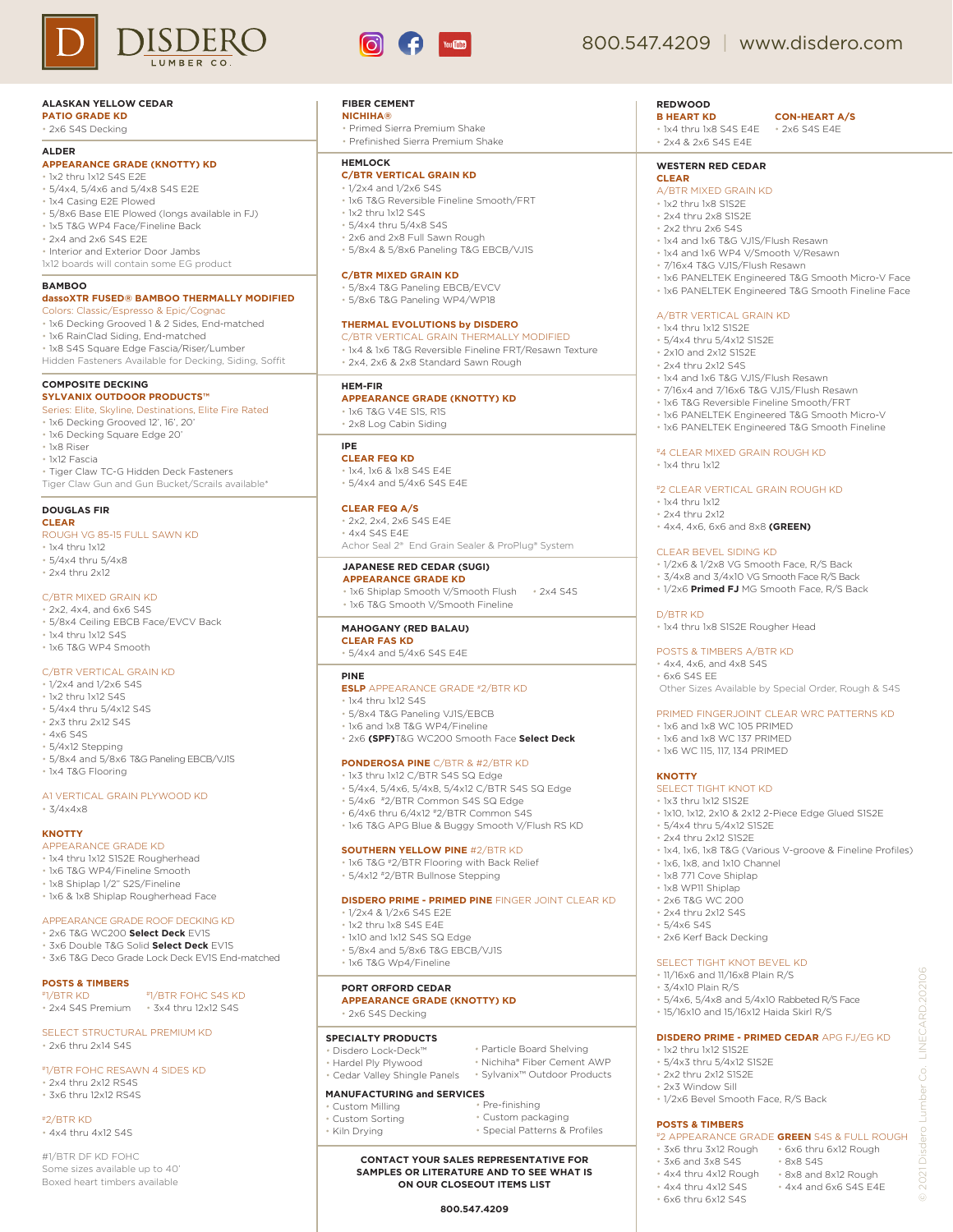# DISDERO LUMBER CO.

800.547.4209 | www.disdero.com

## ALASKAN YELLOW CEDAR

**PATIO GRADE KD**
- 2x6 S4S Decking

## ALDER

**APPEARANCE GRADE (KNOTTY) KD**
- 1x2 thru 1x12 S4S E2E
- 5/4x4, 5/4x6 and 5/4x8 S4S E2E
- 1x4 Casing E2E Plowed
- 5/8x6 Base E1E Plowed (longs available in FJ)
- 1x5 T&G WP4 Face/Fineline Back
- 2x4 and 2x6 S4S E2E
- Interior and Exterior Door Jambs

1x12 boards will contain some EG product

## BAMBOO

**dassoXTR FUSED® BAMBOO THERMALLY MODIFIED**

Colors: Classic/Espresso & Epic/Cognac
- 1x6 Decking Grooved 1 & 2 Sides, End-matched
- 1x6 RainClad Siding, End-matched
- 1x8 S4S Square Edge Fascia/Riser/Lumber

Hidden Fasteners Available for Decking, Siding, Soffit

## COMPOSITE DECKING

**SYLVANIX OUTDOOR PRODUCTS™**

Series: Elite, Skyline, Destinations, Elite Fire Rated
- 1x6 Decking Grooved 12', 16', 20'
- 1x6 Decking Square Edge 20'
- 1x8 Riser
- 1x12 Fascia
- Tiger Claw TC-G Hidden Deck Fasteners

Tiger Claw Gun and Gun Bucket/Scrails available*

## DOUGLAS FIR

**CLEAR**

ROUGH VG 85-15 FULL SAWN KD
- 1x4 thru 1x12
- 5/4x4 thru 5/4x8
- 2x4 thru 2x12

C/BTR MIXED GRAIN KD
- 2x2, 4x4, and 6x6 S4S
- 5/8x4 Ceiling EBCB Face/EVCV Back
- 1x4 thru 1x12 S4S
- 1x6 T&G WP4 Smooth

C/BTR VERTICAL GRAIN KD
- 1/2x4 and 1/2x6 S4S
- 1x2 thru 1x12 S4S
- 5/4x4 thru 5/4x12 S4S
- 2x3 thru 2x12 S4S
- 4x6 S4S
- 5/4x12 Stepping
- 5/8x4 and 5/8x6 T&G Paneling EBCB/VJ1S
- 1x4 T&G Flooring

A1 VERTICAL GRAIN PLYWOOD KD
- 3/4x4x8

**KNOTTY**

APPEARANCE GRADE KD
- 1x4 thru 1x12 S1S2E Rougherhead
- 1x6 T&G WP4/Fineline Smooth
- 1x8 Shiplap 1/2" S2S/Fineline
- 1x6 & 1x8 Shiplap Rougherhead Face

APPEARANCE GRADE ROOF DECKING KD
- 2x6 T&G WC200 **Select Deck** EV1S
- 3x6 Double T&G Solid **Select Deck** EV1S
- 3x6 T&G Deco Grade Lock Deck EV1S End-matched

**POSTS & TIMBERS**

#1/BTR KD
- 2x4 S4S Premium

#1/BTR FOHC S4S KD
- 3x4 thru 12x12 S4S

SELECT STRUCTURAL PREMIUM KD
- 2x6 thru 2x14 S4S

#1/BTR FOHC RESAWN 4 SIDES KD
- 2x4 thru 2x12 RS4S
- 3x6 thru 12x12 RS4S

#2/BTR KD
- 4x4 thru 4x12 S4S

#1/BTR DF KD FOHC

Some sizes available up to 40'

Boxed heart timbers available

## FIBER CEMENT

**NICHIHA®**
- Primed Sierra Premium Shake
- Prefinished Sierra Premium Shake

## HEMLOCK

**C/BTR VERTICAL GRAIN KD**
- 1/2x4 and 1/2x6 S4S
- 1x6 T&G Reversible Fineline Smooth/FRT
- 1x2 thru 1x12 S4S
- 5/4x4 thru 5/4x8 S4S
- 2x6 and 2x8 Full Sawn Rough
- 5/8x4 & 5/8x6 Paneling T&G EBCB/VJ1S

**C/BTR MIXED GRAIN KD**
- 5/8x4 T&G Paneling EBCB/EVCF
- 5/8x6 T&G Paneling WP4/WP18

**THERMAL EVOLUTIONS by DISDERO**

C/BTR VERTICAL GRAIN THERMALLY MODIFIED
- 1x4 & 1x6 T&G Reversible Fineline FRT/Resawn Texture
- 2x4, 2x6 & 2x8 Standard Sawn Rough

## HEM-FIR

**APPEARANCE GRADE (KNOTTY) KD**
- 1x6 T&G V4E S1S, R1S
- 2x8 Log Cabin Siding

## IPE

**CLEAR FEQ KD**
- 1x4, 1x6 & 1x8 S4S E4E
- 5/4x4 and 5/4x6 S4S E4E

**CLEAR FEQ A/S**
- 2x2, 2x4, 2x6 S4S E4E
- 4x4 S4S E4E

Achor Seal 2® End Grain Sealer & ProPlug® System

## JAPANESE RED CEDAR (SUGI)

**APPEARANCE GRADE KD**
- 1x6 Shiplap Smooth V/Smooth Flush
- 2x4 S4S
- 1x6 T&G Smooth V/Smooth Fineline

## MAHOGANY (RED BALAU)

**CLEAR FAS KD**
- 5/4x4 and 5/4x6 S4S E4E

## PINE

**ESLP** APPEARANCE GRADE #2/BTR KD
- 1x4 thru 1x12 S4S
- 5/8x4 T&G Paneling VJ1S/EBCB
- 1x6 and 1x8 T&G WP4/Fineline
- 2x6 **(SPF)** T&G WC200 Smooth Face **Select Deck**

**PONDEROSA PINE** C/BTR & #2/BTR KD
- 1x3 thru 1x12 C/BTR S4S SQ Edge
- 5/4x4, 5/4x6, 5/4x8, 5/4x12 C/BTR S4S SQ Edge
- 5/4x6 #2/BTR Common S4S SQ Edge
- 6/4x6 thru 6/4x12 #2/BTR Common S4S
- 1x6 T&G APG Blue & Buggy Smooth V/Flush RS KD

**SOUTHERN YELLOW PINE** #2/BTR KD
- 1x6 T&G #2/BTR Flooring with Back Relief
- 5/4x12 #2/BTR Bullnose Stepping

**DISDERO PRIME - PRIMED PINE** FINGER JOINT CLEAR KD
- 1/2x4 & 1/2x6 S4S E2E
- 1x2 thru 1x8 S4S E4E
- 1x10 and 1x12 S4S SQ Edge
- 5/8x4 and 5/8x6 T&G EBCB/VJ1S
- 1x6 T&G Wp4/Fineline

## PORT ORFORD CEDAR

**APPEARANCE GRADE (KNOTTY) KD**
- 2x6 S4S Decking

## SPECIALTY PRODUCTS
- Disdero Lock-Deck™
- Hardel Ply Plywood
- Cedar Valley Shingle Panels
- Particle Board Shelving
- Nichiha® Fiber Cement AWP
- Sylvanix™ Outdoor Products

## MANUFACTURING and SERVICES
- Custom Milling
- Custom Sorting
- Kiln Drying
- Pre-finishing
- Custom packaging
- Special Patterns & Profiles

**CONTACT YOUR SALES REPRESENTATIVE FOR SAMPLES OR LITERATURE AND TO SEE WHAT IS ON OUR CLOSEOUT ITEMS LIST**

**800.547.4209**

## REDWOOD

**B HEART KD**
- 1x4 thru 1x8 S4S E4E
- 2x4 & 2x6 S4S E4E

**CON-HEART A/S**
- 2x6 S4S E4E

## WESTERN RED CEDAR

**CLEAR**

A/BTR MIXED GRAIN KD
- 1x2 thru 1x8 S1S2E
- 2x4 thru 2x8 S1S2E
- 2x2 thru 2x6 S4S
- 1x4 and 1x6 T&G VJ1S/Flush Resawn
- 1x4 and 1x6 WP4 V/Smooth V/Resawn
- 7/16x4 T&G VJ1S/Flush Resawn
- 1x6 PANELTEK Engineered T&G Smooth Micro-V Face
- 1x6 PANELTEK Engineered T&G Smooth Fineline Face

A/BTR VERTICAL GRAIN KD
- 1x4 thru 1x12 S1S2E
- 5/4x4 thru 5/4x12 S1S2E
- 2x10 and 2x12 S1S2E
- 2x4 thru 2x12 S4S
- 1x4 and 1x6 T&G VJ1S/Flush Resawn
- 7/16x4 and 7/16x6 T&G VJ1S/Flush Resawn
- 1x6 T&G Reversible Fineline Smooth/FRT
- 1x6 PANELTEK Engineered T&G Smooth Micro-V
- 1x6 PANELTEK Engineered T&G Smooth Fineline

#4 CLEAR MIXED GRAIN ROUGH KD
- 1x4 thru 1x12

#2 CLEAR VERTICAL GRAIN ROUGH KD
- 1x4 thru 1x12
- 2x4 thru 2x12
- 4x4, 4x6, 6x6 and 8x8 **(GREEN)**

CLEAR BEVEL SIDING KD
- 1/2x6 & 1/2x8 VG Smooth Face, R/S Back
- 3/4x8 and 3/4x10 VG Smooth Face R/S Back
- 1/2x6 **Primed FJ** MG Smooth Face, R/S Back

D/BTR KD
- 1x4 thru 1x8 S1S2E Rougher Head

POSTS & TIMBERS A/BTR KD
- 4x4, 4x6, and 4x8 S4S
- 6x6 S4S EE

Other Sizes Available by Special Order, Rough & S4S

PRIMED FINGERJOINT CLEAR WRC PATTERNS KD
- 1x6 and 1x8 WC 105 PRIMED
- 1x6 and 1x8 WC 137 PRIMED
- 1x6 WC 115, 117, 134 PRIMED

**KNOTTY**

SELECT TIGHT KNOT KD
- 1x3 thru 1x12 S1S2E
- 1x10, 1x12, 2x10 & 2x12 2-Piece Edge Glued S1S2E
- 5/4x4 thru 5/4x12 S1S2E
- 2x4 thru 2x12 S1S2E
- 1x4, 1x6, 1x8 T&G (Various V-groove & Fineline Profiles)
- 1x6, 1x8, and 1x10 Channel
- 1x8 771 Cove Shiplap
- 1x8 WP11 Shiplap
- 2x6 T&G WC 200
- 2x4 thru 2x12 S4S
- 5/4x6 S4S
- 2x6 Kerf Back Decking

SELECT TIGHT KNOT BEVEL KD
- 11/16x6 and 11/16x8 Plain R/S
- 3/4x10 Plain R/S
- 5/4x6, 5/4x8 and 5/4x10 Rabbeted R/S Face
- 15/16x10 and 15/16x12 Haida Skirl R/S

**DISDERO PRIME - PRIMED CEDAR** APG FJ/EG KD
- 1x2 thru 1x12 S1S2E
- 5/4x3 thru 5/4x12 S1S2E
- 2x2 thru 2x12 S1S2E
- 2x3 Window Sill
- 1/2x6 Bevel Smooth Face, R/S Back

**POSTS & TIMBERS**

#2 APPEARANCE GRADE **GREEN** S4S & FULL ROUGH
- 3x6 thru 3x12 Rough
- 3x6 and 3x8 S4S
- 4x4 thru 4x12 Rough
- 4x4 thru 4x12 S4S
- 6x6 thru 6x12 S4S
- 6x6 thru 6x12 Rough
- 8x8 S4S
- 8x8 and 8x12 Rough
- 4x4 and 6x6 S4S E4E

© 2021 Disdero Lumber Co. LINECARD.202106